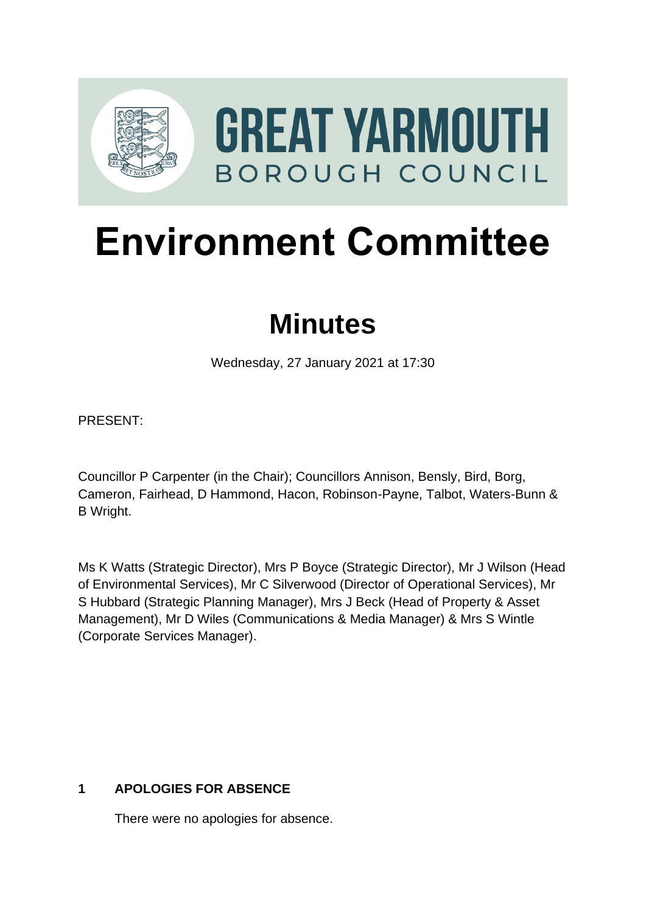GREAT YARMOUTH
BOROUGH COUNCIL

# Environment Committee

## Minutes

Wednesday, 27 January 2021 at 17:30

PRESENT:

Councillor P Carpenter (in the Chair); Councillors Annison, Bensly, Bird, Borg, Cameron, Fairhead, D Hammond, Hacon, Robinson-Payne, Talbot, Waters-Bunn & B Wright.

Ms K Watts (Strategic Director), Mrs P Boyce (Strategic Director), Mr J Wilson (Head of Environmental Services), Mr C Silverwood (Director of Operational Services), Mr S Hubbard (Strategic Planning Manager), Mrs J Beck (Head of Property & Asset Management), Mr D Wiles (Communications & Media Manager) & Mrs S Wintle (Corporate Services Manager).

### 1 APOLOGIES FOR ABSENCE

There were no apologies for absence.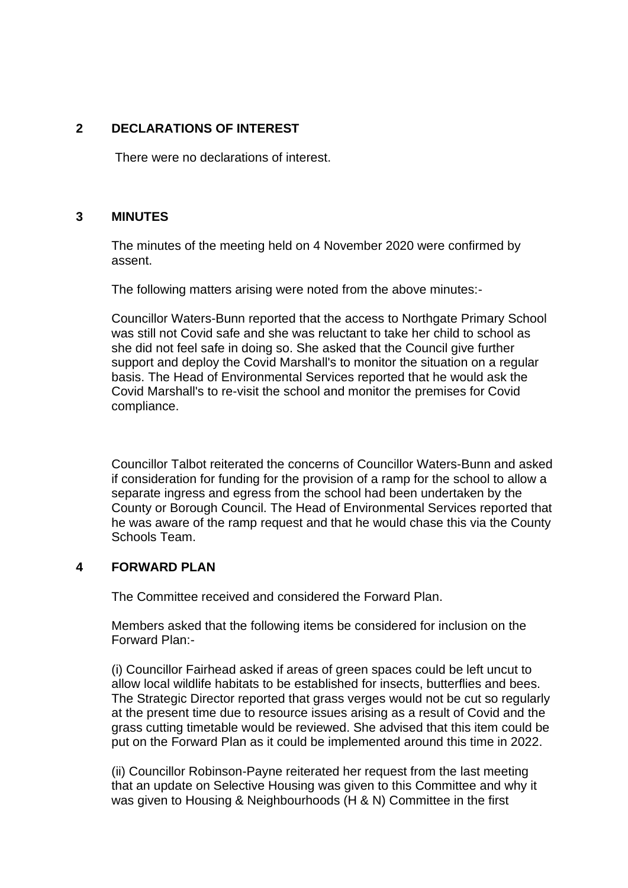## 2 DECLARATIONS OF INTEREST

There were no declarations of interest.

## 3 MINUTES

The minutes of the meeting held on 4 November 2020 were confirmed by assent.

The following matters arising were noted from the above minutes:-

Councillor Waters-Bunn reported that the access to Northgate Primary School was still not Covid safe and she was reluctant to take her child to school as she did not feel safe in doing so. She asked that the Council give further support and deploy the Covid Marshall's to monitor the situation on a regular basis. The Head of Environmental Services reported that he would ask the Covid Marshall's to re-visit the school and monitor the premises for Covid compliance.

Councillor Talbot reiterated the concerns of Councillor Waters-Bunn and asked if consideration for funding for the provision of a ramp for the school to allow a separate ingress and egress from the school had been undertaken by the County or Borough Council. The Head of Environmental Services reported that he was aware of the ramp request and that he would chase this via the County Schools Team.

## 4 FORWARD PLAN

The Committee received and considered the Forward Plan.

Members asked that the following items be considered for inclusion on the Forward Plan:-

(i) Councillor Fairhead asked if areas of green spaces could be left uncut to allow local wildlife habitats to be established for insects, butterflies and bees. The Strategic Director reported that grass verges would not be cut so regularly at the present time due to resource issues arising as a result of Covid and the grass cutting timetable would be reviewed. She advised that this item could be put on the Forward Plan as it could be implemented around this time in 2022.

(ii) Councillor Robinson-Payne reiterated her request from the last meeting that an update on Selective Housing was given to this Committee and why it was given to Housing & Neighbourhoods (H & N) Committee in the first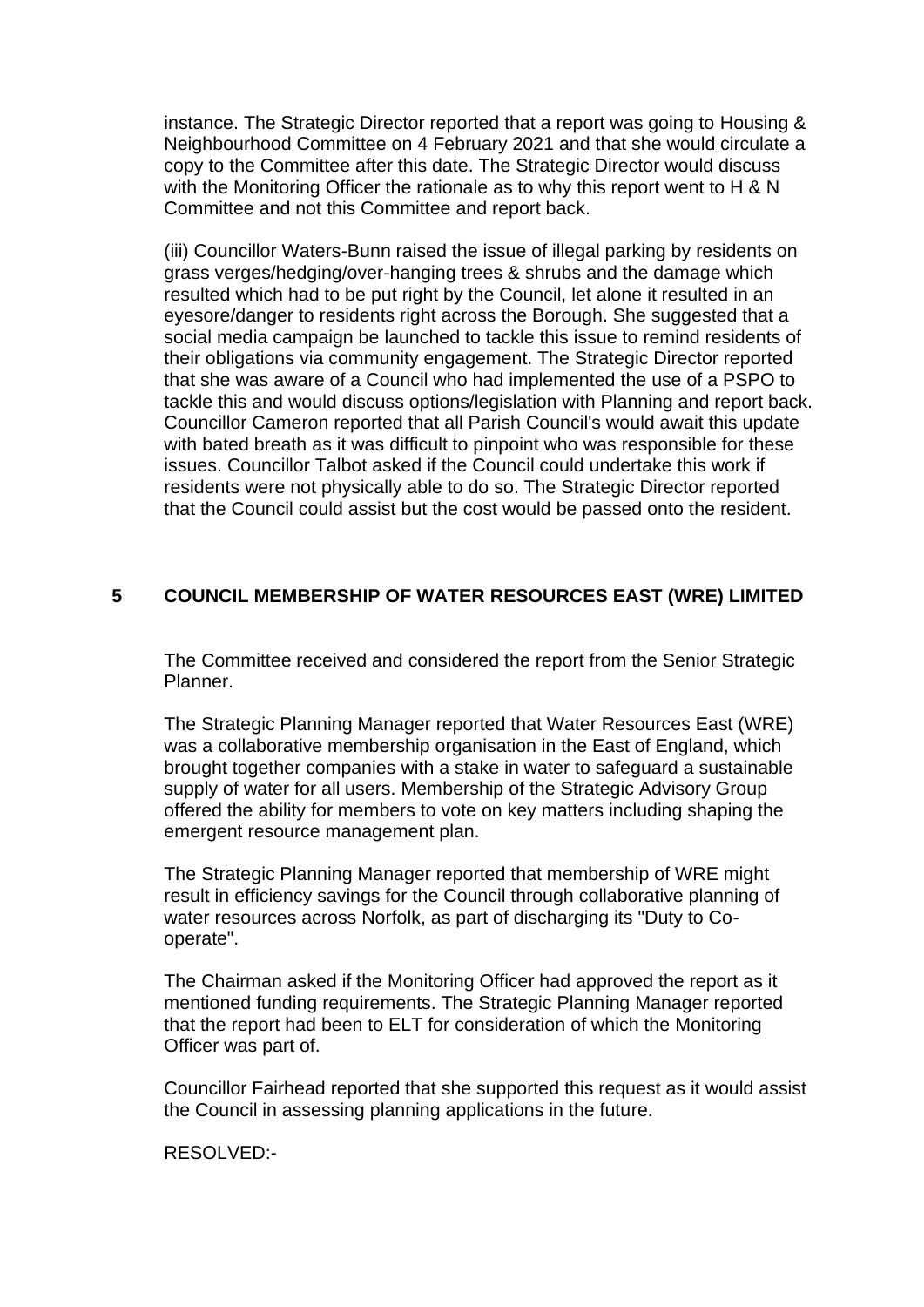instance. The Strategic Director reported that a report was going to Housing & Neighbourhood Committee on 4 February 2021 and that she would circulate a copy to the Committee after this date. The Strategic Director would discuss with the Monitoring Officer the rationale as to why this report went to H & N Committee and not this Committee and report back.

(iii) Councillor Waters-Bunn raised the issue of illegal parking by residents on grass verges/hedging/over-hanging trees & shrubs and the damage which resulted which had to be put right by the Council, let alone it resulted in an eyesore/danger to residents right across the Borough. She suggested that a social media campaign be launched to tackle this issue to remind residents of their obligations via community engagement. The Strategic Director reported that she was aware of a Council who had implemented the use of a PSPO to tackle this and would discuss options/legislation with Planning and report back. Councillor Cameron reported that all Parish Council's would await this update with bated breath as it was difficult to pinpoint who was responsible for these issues. Councillor Talbot asked if the Council could undertake this work if residents were not physically able to do so. The Strategic Director reported that the Council could assist but the cost would be passed onto the resident.

## 5 COUNCIL MEMBERSHIP OF WATER RESOURCES EAST (WRE) LIMITED

The Committee received and considered the report from the Senior Strategic Planner.

The Strategic Planning Manager reported that Water Resources East (WRE) was a collaborative membership organisation in the East of England, which brought together companies with a stake in water to safeguard a sustainable supply of water for all users. Membership of the Strategic Advisory Group offered the ability for members to vote on key matters including shaping the emergent resource management plan.

The Strategic Planning Manager reported that membership of WRE might result in efficiency savings for the Council through collaborative planning of water resources across Norfolk, as part of discharging its "Duty to Co-operate".

The Chairman asked if the Monitoring Officer had approved the report as it mentioned funding requirements. The Strategic Planning Manager reported that the report had been to ELT for consideration of which the Monitoring Officer was part of.

Councillor Fairhead reported that she supported this request as it would assist the Council in assessing planning applications in the future.

RESOLVED:-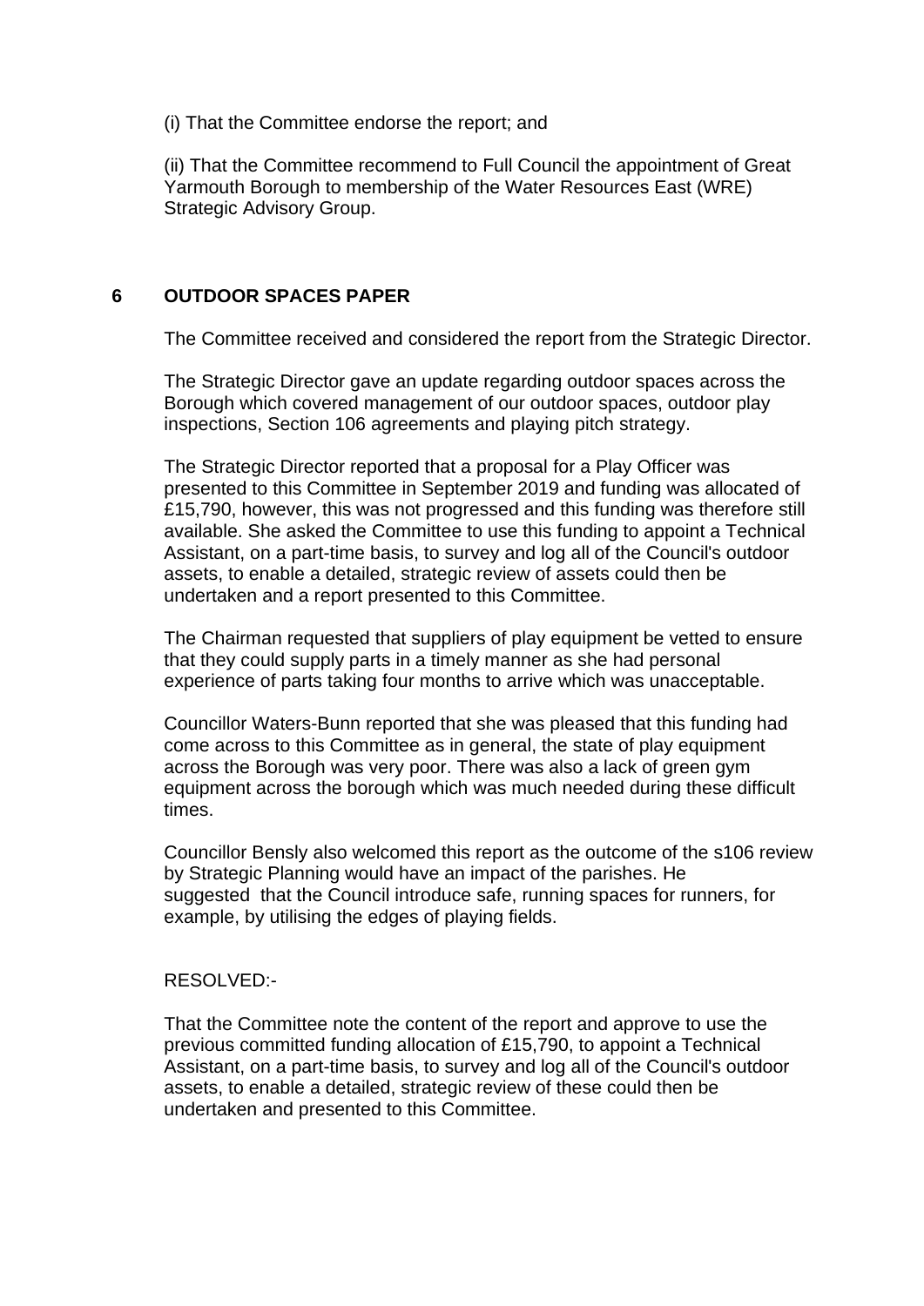(i) That the Committee endorse the report; and

(ii) That the Committee recommend to Full Council the appointment of Great Yarmouth Borough to membership of the Water Resources East (WRE) Strategic Advisory Group.

## 6 OUTDOOR SPACES PAPER

The Committee received and considered the report from the Strategic Director.

The Strategic Director gave an update regarding outdoor spaces across the Borough which covered management of our outdoor spaces, outdoor play inspections, Section 106 agreements and playing pitch strategy.

The Strategic Director reported that a proposal for a Play Officer was presented to this Committee in September 2019 and funding was allocated of £15,790, however, this was not progressed and this funding was therefore still available. She asked the Committee to use this funding to appoint a Technical Assistant, on a part-time basis, to survey and log all of the Council's outdoor assets, to enable a detailed, strategic review of assets could then be undertaken and a report presented to this Committee.

The Chairman requested that suppliers of play equipment be vetted to ensure that they could supply parts in a timely manner as she had personal experience of parts taking four months to arrive which was unacceptable.

Councillor Waters-Bunn reported that she was pleased that this funding had come across to this Committee as in general, the state of play equipment across the Borough was very poor. There was also a lack of green gym equipment across the borough which was much needed during these difficult times.

Councillor Bensly also welcomed this report as the outcome of the s106 review by Strategic Planning would have an impact of the parishes. He suggested that the Council introduce safe, running spaces for runners, for example, by utilising the edges of playing fields.

RESOLVED:-

That the Committee note the content of the report and approve to use the previous committed funding allocation of £15,790, to appoint a Technical Assistant, on a part-time basis, to survey and log all of the Council's outdoor assets, to enable a detailed, strategic review of these could then be undertaken and presented to this Committee.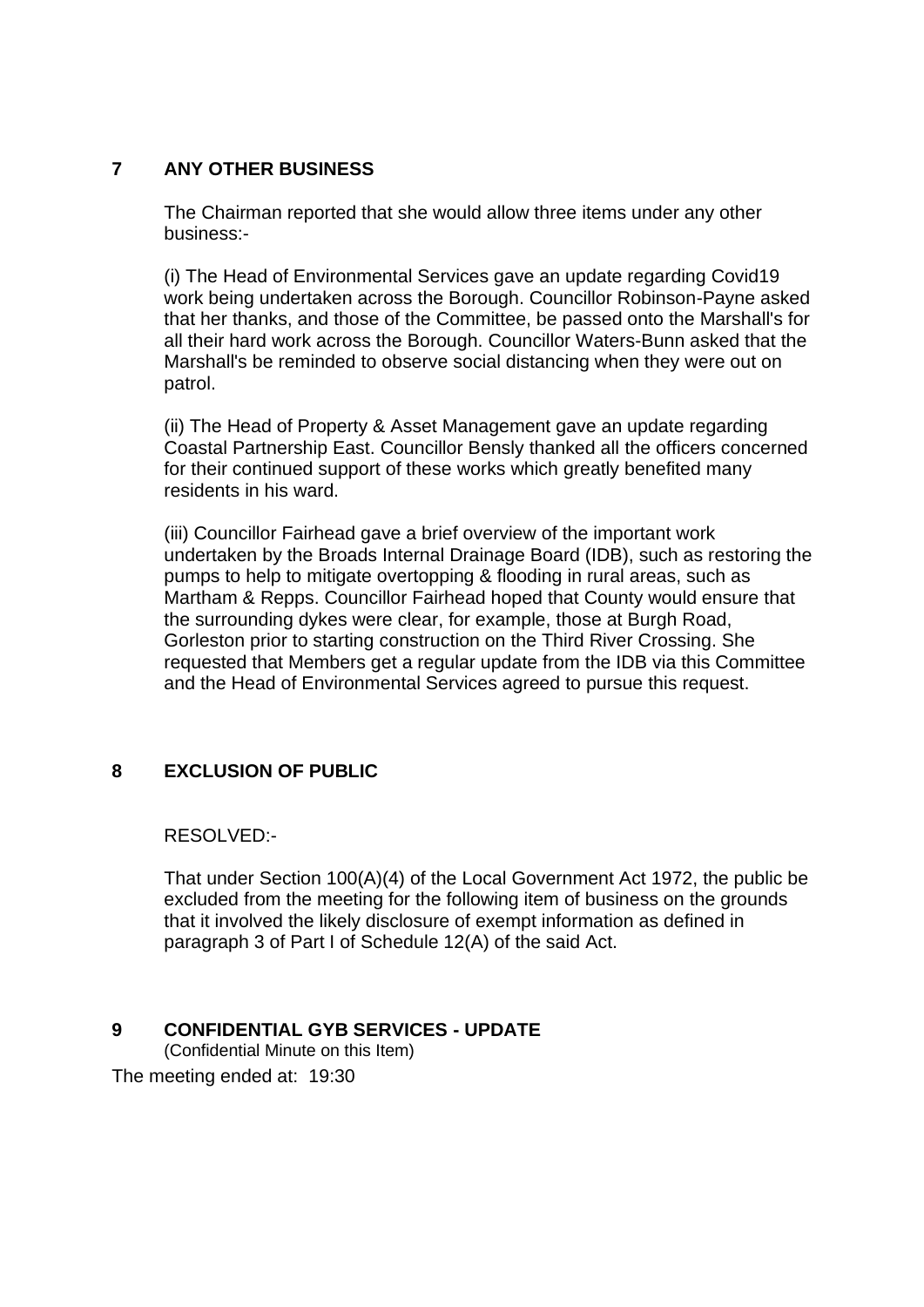## 7 ANY OTHER BUSINESS

The Chairman reported that she would allow three items under any other business:-

(i) The Head of Environmental Services gave an update regarding Covid19 work being undertaken across the Borough. Councillor Robinson-Payne asked that her thanks, and those of the Committee, be passed onto the Marshall's for all their hard work across the Borough. Councillor Waters-Bunn asked that the Marshall's be reminded to observe social distancing when they were out on patrol.

(ii) The Head of Property & Asset Management gave an update regarding Coastal Partnership East. Councillor Bensly thanked all the officers concerned for their continued support of these works which greatly benefited many residents in his ward.

(iii) Councillor Fairhead gave a brief overview of the important work undertaken by the Broads Internal Drainage Board (IDB), such as restoring the pumps to help to mitigate overtopping & flooding in rural areas, such as Martham & Repps. Councillor Fairhead hoped that County would ensure that the surrounding dykes were clear, for example, those at Burgh Road, Gorleston prior to starting construction on the Third River Crossing. She requested that Members get a regular update from the IDB via this Committee and the Head of Environmental Services agreed to pursue this request.

## 8 EXCLUSION OF PUBLIC

RESOLVED:-

That under Section 100(A)(4) of the Local Government Act 1972, the public be excluded from the meeting for the following item of business on the grounds that it involved the likely disclosure of exempt information as defined in paragraph 3 of Part I of Schedule 12(A) of the said Act.

## 9 CONFIDENTIAL GYB SERVICES - UPDATE

(Confidential Minute on this Item)

The meeting ended at: 19:30